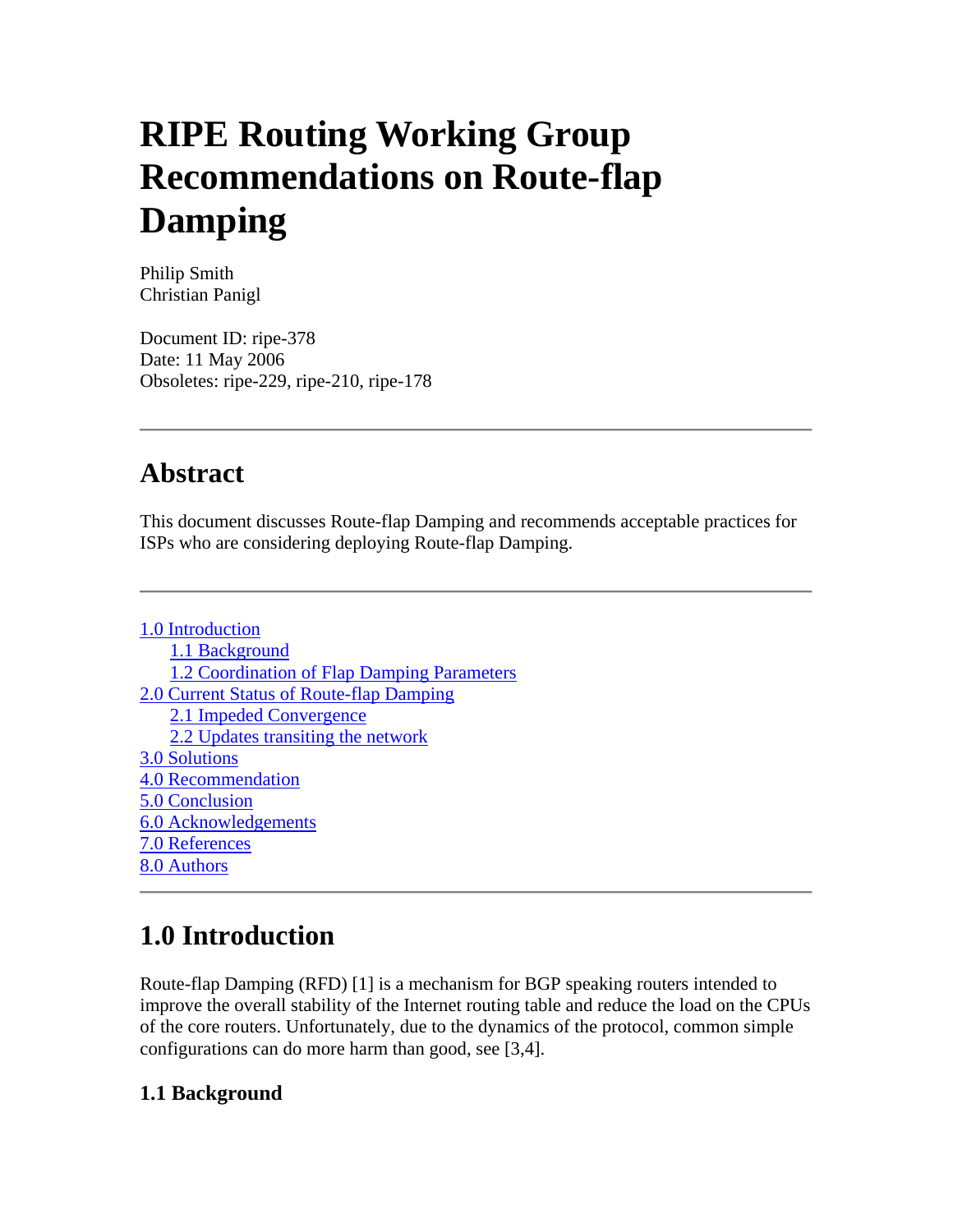# RIPE Routing Working Group Recommendations on Route-flap Damping

Philip Smith
Christian Panigl

Document ID: ripe-378
Date: 11 May 2006
Obsoletes: ripe-229, ripe-210, ripe-178

---

## Abstract

This document discusses Route-flap Damping and recommends acceptable practices for ISPs who are considering deploying Route-flap Damping.

---

- 1.0 Introduction
  - 1.1 Background
  - 1.2 Coordination of Flap Damping Parameters
- 2.0 Current Status of Route-flap Damping
  - 2.1 Impeded Convergence
  - 2.2 Updates transiting the network
- 3.0 Solutions
- 4.0 Recommendation
- 5.0 Conclusion
- 6.0 Acknowledgements
- 7.0 References
- 8.0 Authors

---

## 1.0 Introduction

Route-flap Damping (RFD) [1] is a mechanism for BGP speaking routers intended to improve the overall stability of the Internet routing table and reduce the load on the CPUs of the core routers. Unfortunately, due to the dynamics of the protocol, common simple configurations can do more harm than good, see [3,4].

### 1.1 Background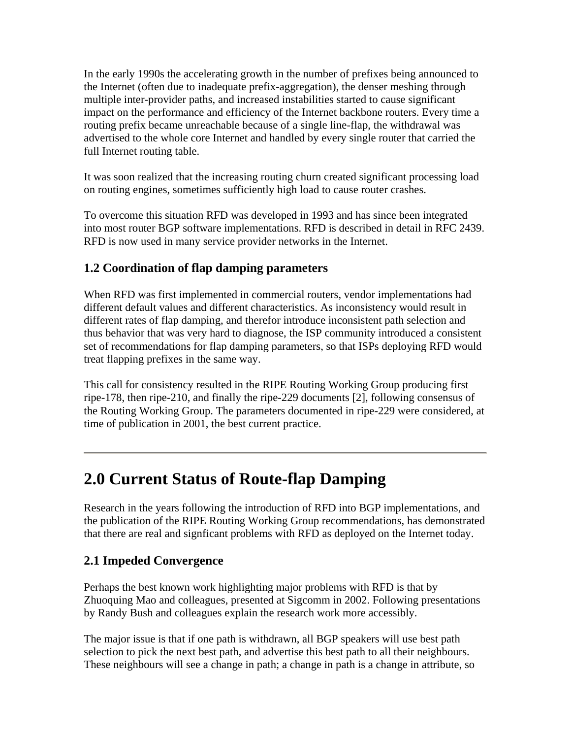In the early 1990s the accelerating growth in the number of prefixes being announced to the Internet (often due to inadequate prefix-aggregation), the denser meshing through multiple inter-provider paths, and increased instabilities started to cause significant impact on the performance and efficiency of the Internet backbone routers. Every time a routing prefix became unreachable because of a single line-flap, the withdrawal was advertised to the whole core Internet and handled by every single router that carried the full Internet routing table.

It was soon realized that the increasing routing churn created significant processing load on routing engines, sometimes sufficiently high load to cause router crashes.

To overcome this situation RFD was developed in 1993 and has since been integrated into most router BGP software implementations. RFD is described in detail in RFC 2439. RFD is now used in many service provider networks in the Internet.

### 1.2 Coordination of flap damping parameters

When RFD was first implemented in commercial routers, vendor implementations had different default values and different characteristics. As inconsistency would result in different rates of flap damping, and therefor introduce inconsistent path selection and thus behavior that was very hard to diagnose, the ISP community introduced a consistent set of recommendations for flap damping parameters, so that ISPs deploying RFD would treat flapping prefixes in the same way.

This call for consistency resulted in the RIPE Routing Working Group producing first ripe-178, then ripe-210, and finally the ripe-229 documents [2], following consensus of the Routing Working Group. The parameters documented in ripe-229 were considered, at time of publication in 2001, the best current practice.

---

## 2.0 Current Status of Route-flap Damping

Research in the years following the introduction of RFD into BGP implementations, and the publication of the RIPE Routing Working Group recommendations, has demonstrated that there are real and signficant problems with RFD as deployed on the Internet today.

### 2.1 Impeded Convergence

Perhaps the best known work highlighting major problems with RFD is that by Zhuoqing Mao and colleagues, presented at Sigcomm in 2002. Following presentations by Randy Bush and colleagues explain the research work more accessibly.

The major issue is that if one path is withdrawn, all BGP speakers will use best path selection to pick the next best path, and advertise this best path to all their neighbours. These neighbours will see a change in path; a change in path is a change in attribute, so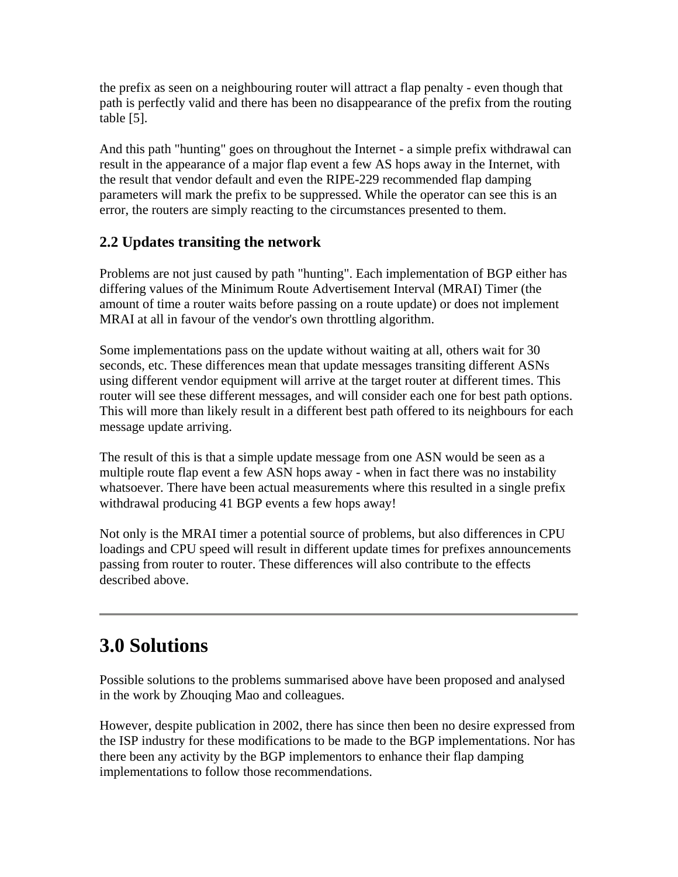the prefix as seen on a neighbouring router will attract a flap penalty - even though that path is perfectly valid and there has been no disappearance of the prefix from the routing table [5].

And this path "hunting" goes on throughout the Internet - a simple prefix withdrawal can result in the appearance of a major flap event a few AS hops away in the Internet, with the result that vendor default and even the RIPE-229 recommended flap damping parameters will mark the prefix to be suppressed. While the operator can see this is an error, the routers are simply reacting to the circumstances presented to them.

### 2.2 Updates transiting the network

Problems are not just caused by path "hunting". Each implementation of BGP either has differing values of the Minimum Route Advertisement Interval (MRAI) Timer (the amount of time a router waits before passing on a route update) or does not implement MRAI at all in favour of the vendor's own throttling algorithm.

Some implementations pass on the update without waiting at all, others wait for 30 seconds, etc. These differences mean that update messages transiting different ASNs using different vendor equipment will arrive at the target router at different times. This router will see these different messages, and will consider each one for best path options. This will more than likely result in a different best path offered to its neighbours for each message update arriving.

The result of this is that a simple update message from one ASN would be seen as a multiple route flap event a few ASN hops away - when in fact there was no instability whatsoever. There have been actual measurements where this resulted in a single prefix withdrawal producing 41 BGP events a few hops away!

Not only is the MRAI timer a potential source of problems, but also differences in CPU loadings and CPU speed will result in different update times for prefixes announcements passing from router to router. These differences will also contribute to the effects described above.

---

## 3.0 Solutions

Possible solutions to the problems summarised above have been proposed and analysed in the work by Zhouqing Mao and colleagues.

However, despite publication in 2002, there has since then been no desire expressed from the ISP industry for these modifications to be made to the BGP implementations. Nor has there been any activity by the BGP implementors to enhance their flap damping implementations to follow those recommendations.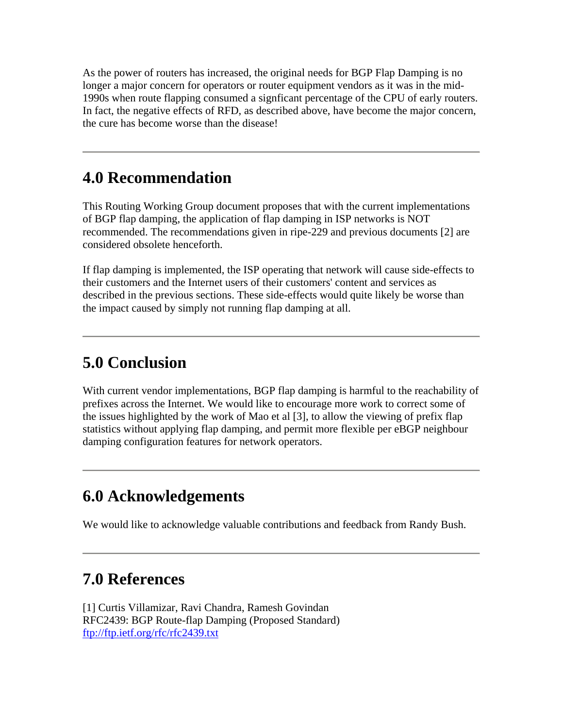As the power of routers has increased, the original needs for BGP Flap Damping is no longer a major concern for operators or router equipment vendors as it was in the mid-1990s when route flapping consumed a signficant percentage of the CPU of early routers. In fact, the negative effects of RFD, as described above, have become the major concern, the cure has become worse than the disease!

---

## 4.0 Recommendation

This Routing Working Group document proposes that with the current implementations of BGP flap damping, the application of flap damping in ISP networks is NOT recommended. The recommendations given in ripe-229 and previous documents [2] are considered obsolete henceforth.

If flap damping is implemented, the ISP operating that network will cause side-effects to their customers and the Internet users of their customers' content and services as described in the previous sections. These side-effects would quite likely be worse than the impact caused by simply not running flap damping at all.

---

## 5.0 Conclusion

With current vendor implementations, BGP flap damping is harmful to the reachability of prefixes across the Internet. We would like to encourage more work to correct some of the issues highlighted by the work of Mao et al [3], to allow the viewing of prefix flap statistics without applying flap damping, and permit more flexible per eBGP neighbour damping configuration features for network operators.

---

## 6.0 Acknowledgements

We would like to acknowledge valuable contributions and feedback from Randy Bush.

---

## 7.0 References

[1] Curtis Villamizar, Ravi Chandra, Ramesh Govindan
RFC2439: BGP Route-flap Damping (Proposed Standard)
[ftp://ftp.ietf.org/rfc/rfc2439.txt](ftp://ftp.ietf.org/rfc/rfc2439.txt)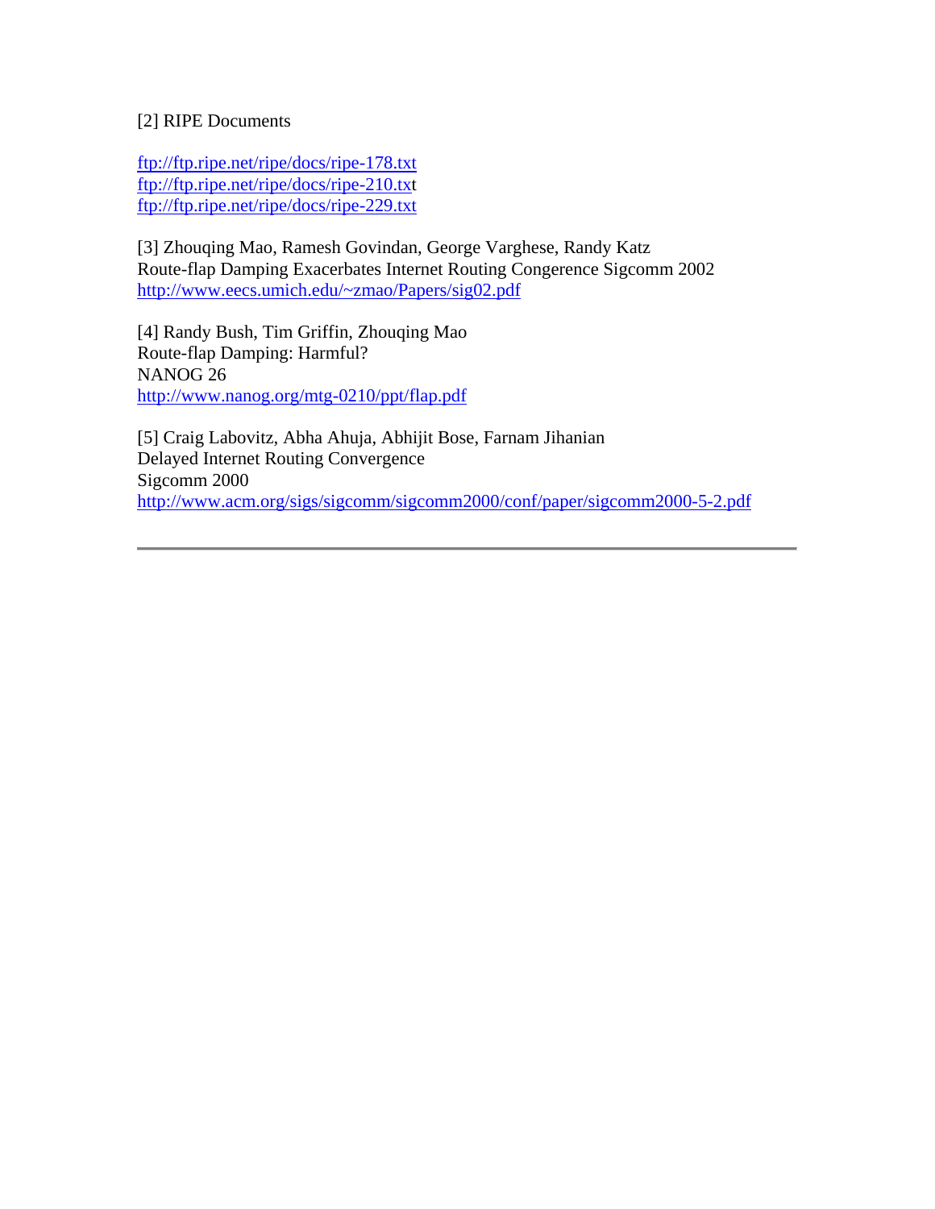[2] RIPE Documents

ftp://ftp.ripe.net/ripe/docs/ripe-178.txt
ftp://ftp.ripe.net/ripe/docs/ripe-210.txt
ftp://ftp.ripe.net/ripe/docs/ripe-229.txt

[3] Zhouqing Mao, Ramesh Govindan, George Varghese, Randy Katz
Route-flap Damping Exacerbates Internet Routing Congerence Sigcomm 2002
http://www.eecs.umich.edu/~zmao/Papers/sig02.pdf

[4] Randy Bush, Tim Griffin, Zhouqing Mao
Route-flap Damping: Harmful?
NANOG 26
http://www.nanog.org/mtg-0210/ppt/flap.pdf

[5] Craig Labovitz, Abha Ahuja, Abhijit Bose, Farnam Jihanian
Delayed Internet Routing Convergence
Sigcomm 2000
http://www.acm.org/sigs/sigcomm/sigcomm2000/conf/paper/sigcomm2000-5-2.pdf

---